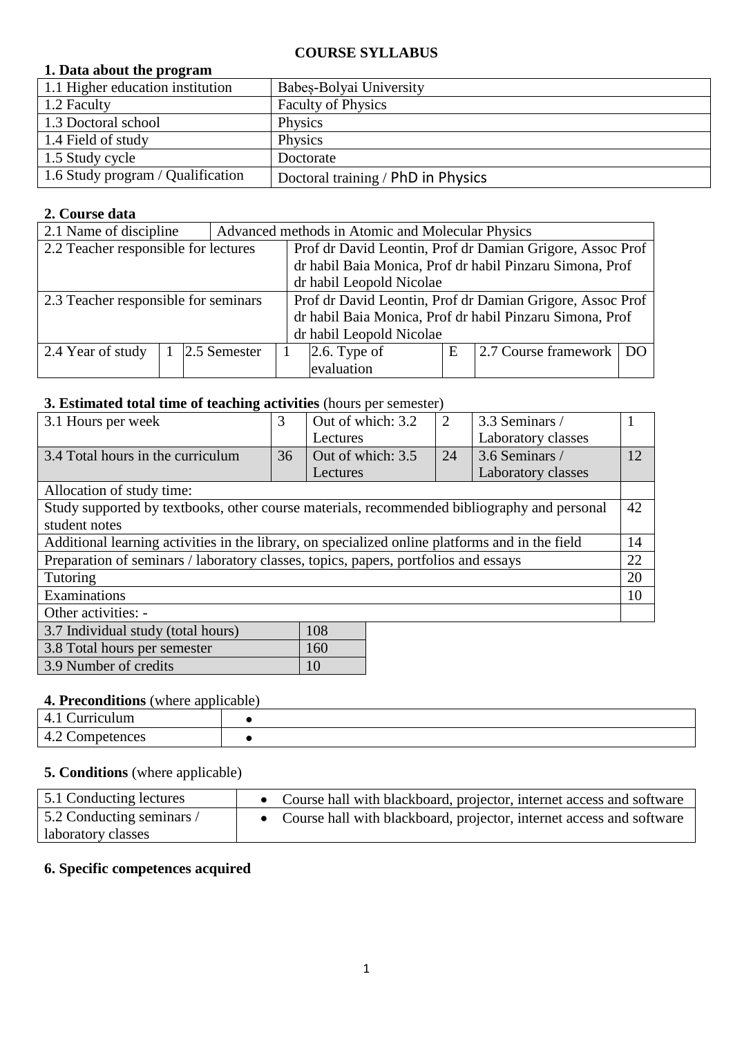# COURSE SYLLABUS

## 1. Data about the program

| | |
|---|---|
| 1.1 Higher education institution | Babeș-Bolyai University |
| 1.2 Faculty | Faculty of Physics |
| 1.3 Doctoral school | Physics |
| 1.4 Field of study | Physics |
| 1.5 Study cycle | Doctorate |
| 1.6 Study program / Qualification | Doctoral training / PhD in Physics |

## 2. Course data

| | | | | | | | | |
|---|---|---|---|---|---|---|---|---|
| 2.1 Name of discipline | Advanced methods in Atomic and Molecular Physics | | | | | | | |
| 2.2 Teacher responsible for lectures | Prof dr David Leontin, Prof dr Damian Grigore, Assoc Prof dr habil Baia Monica, Prof dr habil Pinzaru Simona, Prof dr habil Leopold Nicolae | | | | | | | |
| 2.3 Teacher responsible for seminars | Prof dr David Leontin, Prof dr Damian Grigore, Assoc Prof dr habil Baia Monica, Prof dr habil Pinzaru Simona, Prof dr habil Leopold Nicolae | | | | | | | |
| 2.4 Year of study | 1 | 2.5 Semester | 1 | 2.6. Type of evaluation | E | 2.7 Course framework | DO | |

## 3. Estimated total time of teaching activities (hours per semester)

| | | | | | |
|---|---|---|---|---|---|
| 3.1 Hours per week | 3 | Out of which: 3.2 Lectures | 2 | 3.3 Seminars / Laboratory classes | 1 |
| 3.4 Total hours in the curriculum | 36 | Out of which: 3.5 Lectures | 24 | 3.6 Seminars / Laboratory classes | 12 |

| Allocation of study time: | |
|---|---|
| Study supported by textbooks, other course materials, recommended bibliography and personal student notes | 42 |
| Additional learning activities in the library, on specialized online platforms and in the field | 14 |
| Preparation of seminars / laboratory classes, topics, papers, portfolios and essays | 22 |
| Tutoring | 20 |
| Examinations | 10 |
| Other activities: - | |

| | |
|---|---|
| 3.7 Individual study (total hours) | 108 |
| 3.8 Total hours per semester | 160 |
| 3.9 Number of credits | 10 |

## 4. Preconditions (where applicable)

| | |
|---|---|
| 4.1 Curriculum | • |
| 4.2 Competences | • |

## 5. Conditions (where applicable)

| | |
|---|---|
| 5.1 Conducting lectures | • Course hall with blackboard, projector, internet access and software |
| 5.2 Conducting seminars / laboratory classes | • Course hall with blackboard, projector, internet access and software |

## 6. Specific competences acquired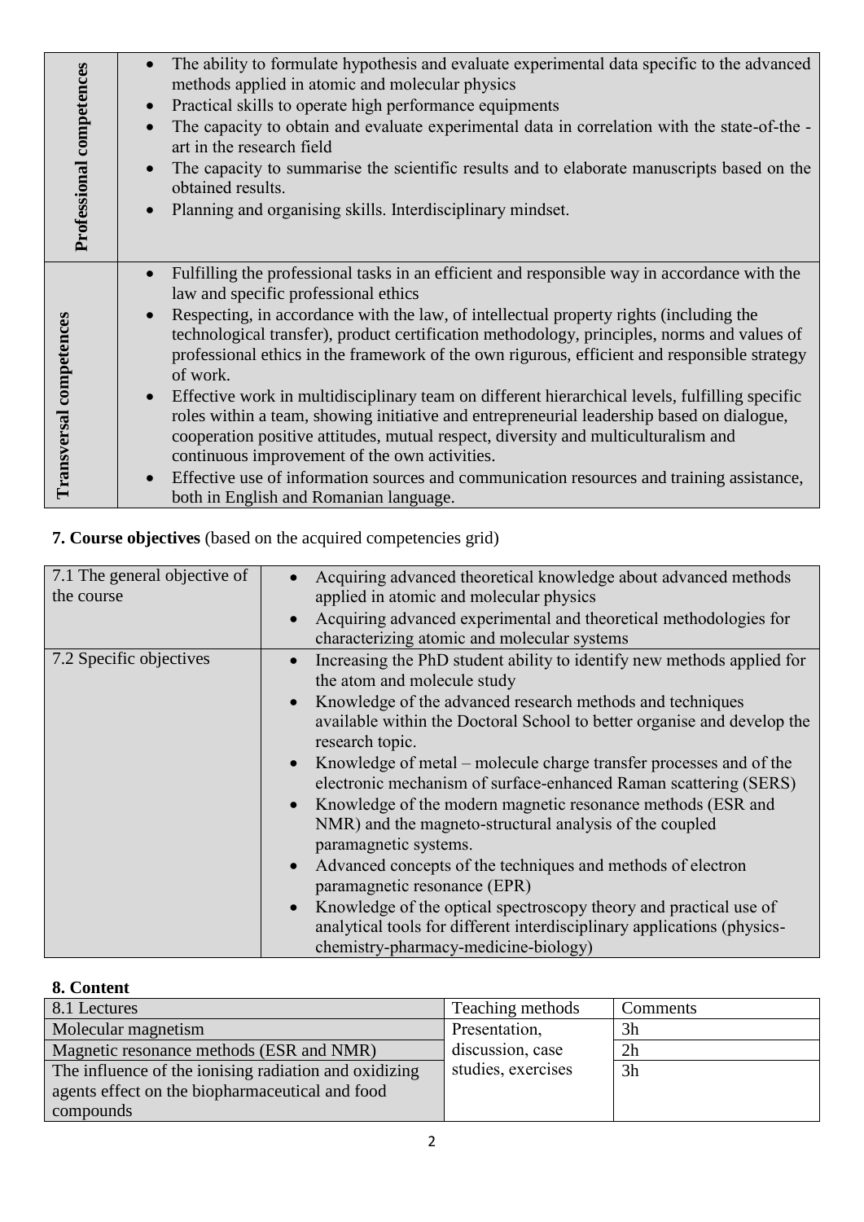| | |
|---|---|
| **Professional competences** | • The ability to formulate hypothesis and evaluate experimental data specific to the advanced methods applied in atomic and molecular physics<br>• Practical skills to operate high performance equipments<br>• The capacity to obtain and evaluate experimental data in correlation with the state-of-the - art in the research field<br>• The capacity to summarise the scientific results and to elaborate manuscripts based on the obtained results.<br>• Planning and organising skills. Interdisciplinary mindset. |
| **Transversal competences** | • Fulfilling the professional tasks in an efficient and responsible way in accordance with the law and specific professional ethics<br>• Respecting, in accordance with the law, of intellectual property rights (including the technological transfer), product certification methodology, principles, norms and values of professional ethics in the framework of the own rigurous, efficient and responsible strategy of work.<br>• Effective work in multidisciplinary team on different hierarchical levels, fulfilling specific roles within a team, showing initiative and entrepreneurial leadership based on dialogue, cooperation positive attitudes, mutual respect, diversity and multiculturalism and continuous improvement of the own activities.<br>• Effective use of information sources and communication resources and training assistance, both in English and Romanian language. |

**7. Course objectives** (based on the acquired competencies grid)

| | |
|---|---|
| 7.1 The general objective of the course | • Acquiring advanced theoretical knowledge about advanced methods applied in atomic and molecular physics<br>• Acquiring advanced experimental and theoretical methodologies for characterizing atomic and molecular systems |
| 7.2 Specific objectives | • Increasing the PhD student ability to identify new methods applied for the atom and molecule study<br>• Knowledge of the advanced research methods and techniques available within the Doctoral School to better organise and develop the research topic.<br>• Knowledge of metal – molecule charge transfer processes and of the electronic mechanism of surface-enhanced Raman scattering (SERS)<br>• Knowledge of the modern magnetic resonance methods (ESR and NMR) and the magneto-structural analysis of the coupled paramagnetic systems.<br>• Advanced concepts of the techniques and methods of electron paramagnetic resonance (EPR)<br>• Knowledge of the optical spectroscopy theory and practical use of analytical tools for different interdisciplinary applications (physics-chemistry-pharmacy-medicine-biology) |

**8. Content**

| 8.1 Lectures | Teaching methods | Comments |
|---|---|---|
| Molecular magnetism | Presentation, discussion, case studies, exercises | 3h |
| Magnetic resonance methods (ESR and NMR) | | 2h |
| The influence of the ionising radiation and oxidizing agents effect on the biopharmaceutical and food compounds | | 3h |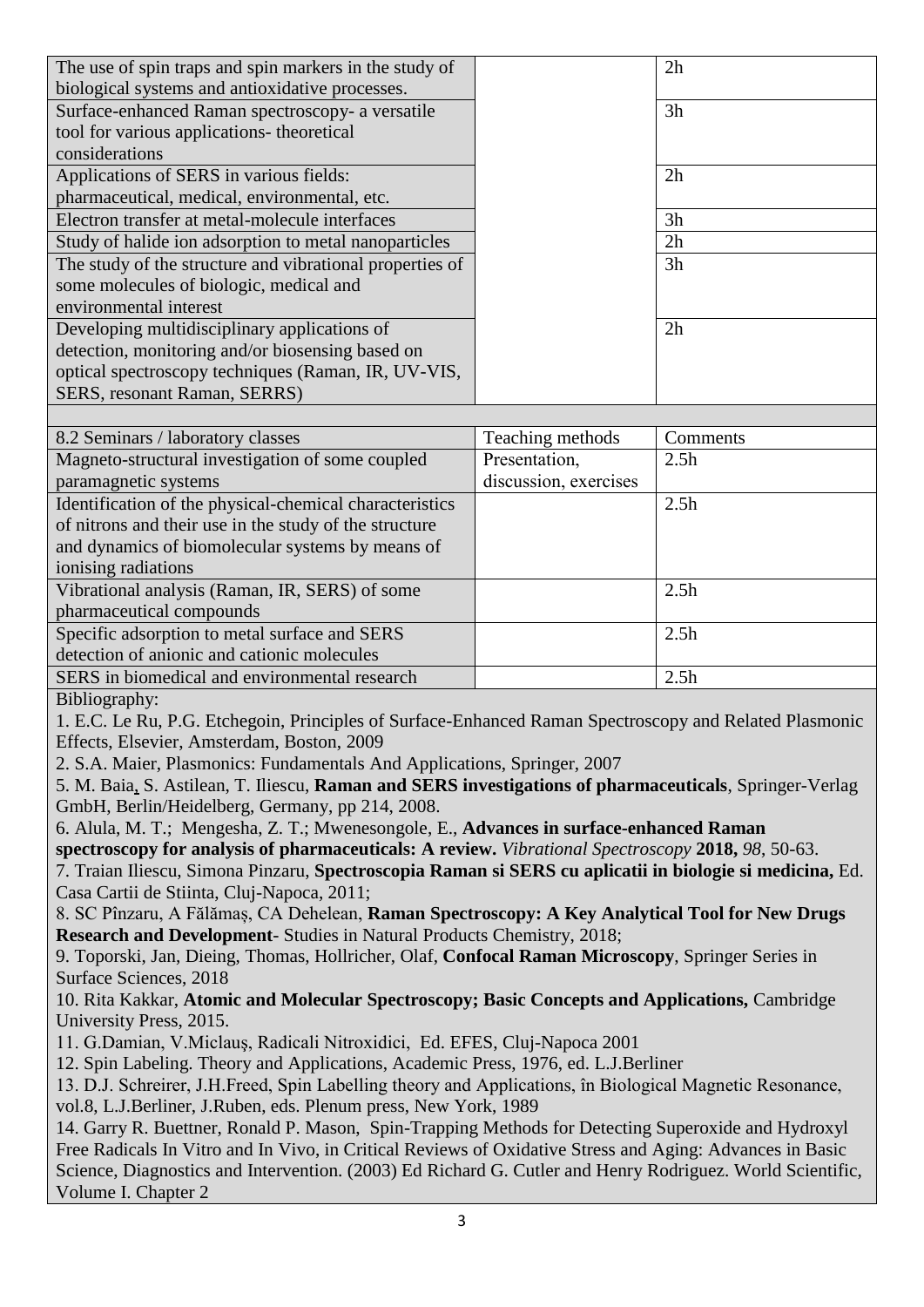| | | |
|---|---|---|
| The use of spin traps and spin markers in the study of biological systems and antioxidative processes. | | 2h |
| Surface-enhanced Raman spectroscopy- a versatile tool for various applications- theoretical considerations | | 3h |
| Applications of SERS in various fields: pharmaceutical, medical, environmental, etc. | | 2h |
| Electron transfer at metal-molecule interfaces | | 3h |
| Study of halide ion adsorption to metal nanoparticles | | 2h |
| The study of the structure and vibrational properties of some molecules of biologic, medical and environmental interest | | 3h |
| Developing multidisciplinary applications of detection, monitoring and/or biosensing based on optical spectroscopy techniques (Raman, IR, UV-VIS, SERS, resonant Raman, SERRS) | | 2h |

| 8.2 Seminars / laboratory classes | Teaching methods | Comments |
|---|---|---|
| Magneto-structural investigation of some coupled paramagnetic systems | Presentation, discussion, exercises | 2.5h |
| Identification of the physical-chemical characteristics of nitrons and their use in the study of the structure and dynamics of biomolecular systems by means of ionising radiations | | 2.5h |
| Vibrational analysis (Raman, IR, SERS) of some pharmaceutical compounds | | 2.5h |
| Specific adsorption to metal surface and SERS detection of anionic and cationic molecules | | 2.5h |
| SERS in biomedical and environmental research | | 2.5h |

Bibliography:

1. E.C. Le Ru, P.G. Etchegoin, Principles of Surface-Enhanced Raman Spectroscopy and Related Plasmonic Effects, Elsevier, Amsterdam, Boston, 2009
2. S.A. Maier, Plasmonics: Fundamentals And Applications, Springer, 2007

5. M. Baia, S. Astilean, T. Iliescu, **Raman and SERS investigations of pharmaceuticals**, Springer-Verlag GmbH, Berlin/Heidelberg, Germany, pp 214, 2008.

6. Alula, M. T.; Mengesha, Z. T.; Mwenesongole, E., **Advances in surface-enhanced Raman spectroscopy for analysis of pharmaceuticals: A review.** *Vibrational Spectroscopy* **2018,** *98*, 50-63.

7. Traian Iliescu, Simona Pinzaru, **Spectroscopia Raman si SERS cu aplicatii in biologie si medicina,** Ed. Casa Cartii de Stiinta, Cluj-Napoca, 2011;

8. SC Pînzaru, A Fălămaș, CA Dehelean, **Raman Spectroscopy: A Key Analytical Tool for New Drugs Research and Development**- Studies in Natural Products Chemistry, 2018;

9. Toporski, Jan, Dieing, Thomas, Hollricher, Olaf, **Confocal Raman Microscopy**, Springer Series in Surface Sciences, 2018

10. Rita Kakkar, **Atomic and Molecular Spectroscopy; Basic Concepts and Applications,** Cambridge University Press, 2015.

11. G.Damian, V.Miclauş, Radicali Nitroxidici, Ed. EFES, Cluj-Napoca 2001

12. Spin Labeling. Theory and Applications, Academic Press, 1976, ed. L.J.Berliner

13. D.J. Schreirer, J.H.Freed, Spin Labelling theory and Applications, în Biological Magnetic Resonance, vol.8, L.J.Berliner, J.Ruben, eds. Plenum press, New York, 1989

14. Garry R. Buettner, Ronald P. Mason, Spin-Trapping Methods for Detecting Superoxide and Hydroxyl Free Radicals In Vitro and In Vivo, in Critical Reviews of Oxidative Stress and Aging: Advances in Basic Science, Diagnostics and Intervention. (2003) Ed Richard G. Cutler and Henry Rodriguez. World Scientific, Volume I. Chapter 2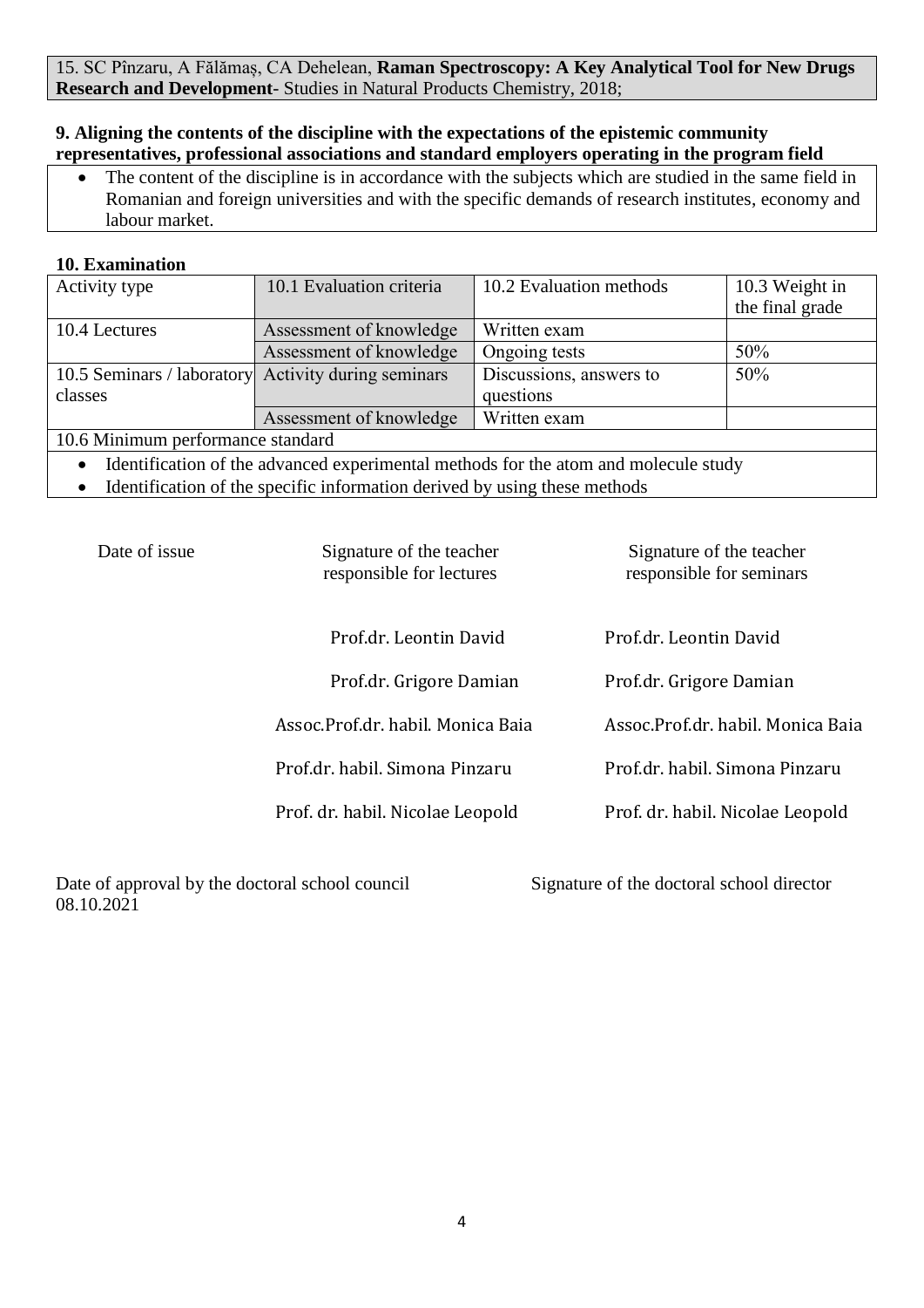15. SC Pînzaru, A Fălămaș, CA Dehelean, **Raman Spectroscopy: A Key Analytical Tool for New Drugs Research and Development**- Studies in Natural Products Chemistry, 2018;

**9. Aligning the contents of the discipline with the expectations of the epistemic community representatives, professional associations and standard employers operating in the program field**

- The content of the discipline is in accordance with the subjects which are studied in the same field in Romanian and foreign universities and with the specific demands of research institutes, economy and labour market.

**10. Examination**

| Activity type | 10.1 Evaluation criteria | 10.2 Evaluation methods | 10.3 Weight in the final grade |
|---|---|---|---|
| 10.4 Lectures | Assessment of knowledge | Written exam | |
| | Assessment of knowledge | Ongoing tests | 50% |
| 10.5 Seminars / laboratory classes | Activity during seminars | Discussions, answers to questions | 50% |
| | Assessment of knowledge | Written exam | |
| 10.6 Minimum performance standard | | | |

- Identification of the advanced experimental methods for the atom and molecule study
- Identification of the specific information derived by using these methods

| Date of issue | Signature of the teacher responsible for lectures | Signature of the teacher responsible for seminars |
|---|---|---|
| | Prof.dr. Leontin David | Prof.dr. Leontin David |
| | Prof.dr. Grigore Damian | Prof.dr. Grigore Damian |
| | Assoc.Prof.dr. habil. Monica Baia | Assoc.Prof.dr. habil. Monica Baia |
| | Prof.dr. habil. Simona Pinzaru | Prof.dr. habil. Simona Pinzaru |
| | Prof. dr. habil. Nicolae Leopold | Prof. dr. habil. Nicolae Leopold |

Date of approval by the doctoral school council
08.10.2021

Signature of the doctoral school director